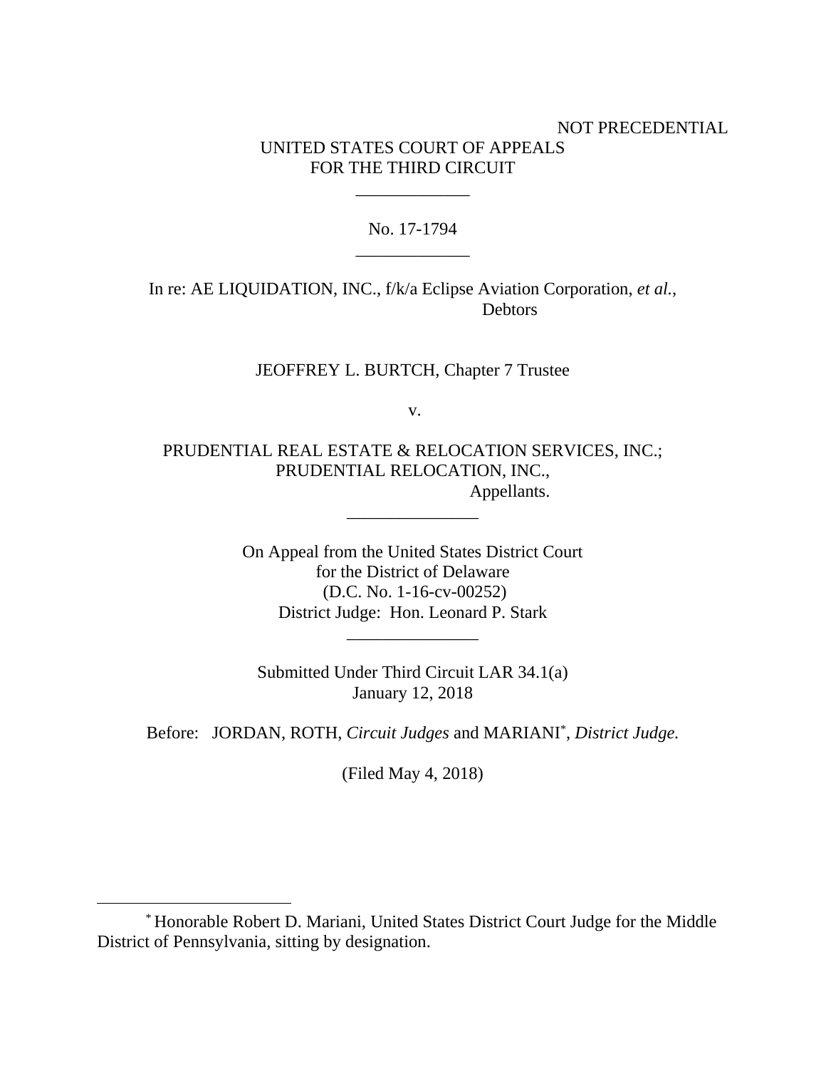NOT PRECEDENTIAL

UNITED STATES COURT OF APPEALS
FOR THE THIRD CIRCUIT

\_\_\_\_\_\_\_\_\_\_\_\_\_

No. 17-1794

\_\_\_\_\_\_\_\_\_\_\_\_\_

In re: AE LIQUIDATION, INC., f/k/a Eclipse Aviation Corporation, *et al.*,
Debtors

JEOFFREY L. BURTCH, Chapter 7 Trustee

v.

PRUDENTIAL REAL ESTATE & RELOCATION SERVICES, INC.;
PRUDENTIAL RELOCATION, INC.,
Appellants.

\_\_\_\_\_\_\_\_\_\_\_\_\_\_\_

On Appeal from the United States District Court
for the District of Delaware
(D.C. No. 1-16-cv-00252)
District Judge: Hon. Leonard P. Stark

\_\_\_\_\_\_\_\_\_\_\_\_\_\_\_

Submitted Under Third Circuit LAR 34.1(a)
January 12, 2018

Before: JORDAN, ROTH, *Circuit Judges* and MARIANI[*], *District Judge.*

(Filed May 4, 2018)

---

[*] Honorable Robert D. Mariani, United States District Court Judge for the Middle District of Pennsylvania, sitting by designation.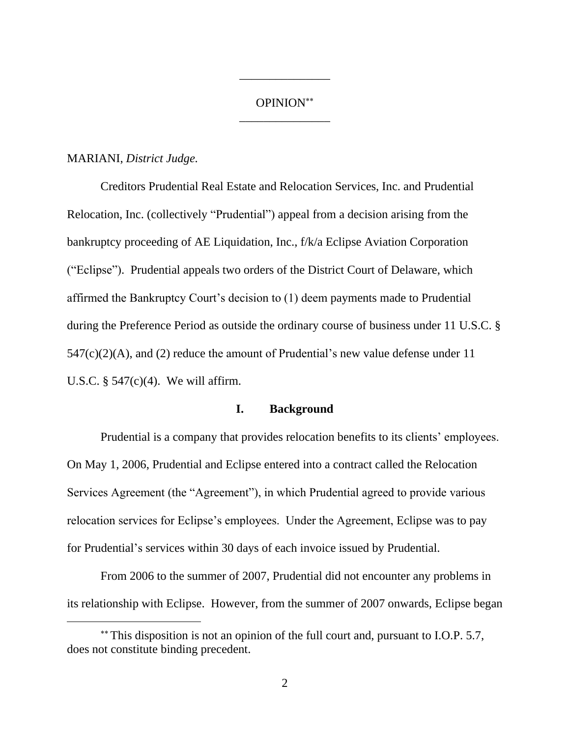OPINION[**]

MARIANI, *District Judge.*

Creditors Prudential Real Estate and Relocation Services, Inc. and Prudential Relocation, Inc. (collectively "Prudential") appeal from a decision arising from the bankruptcy proceeding of AE Liquidation, Inc., f/k/a Eclipse Aviation Corporation ("Eclipse"). Prudential appeals two orders of the District Court of Delaware, which affirmed the Bankruptcy Court's decision to (1) deem payments made to Prudential during the Preference Period as outside the ordinary course of business under 11 U.S.C. § 547(c)(2)(A), and (2) reduce the amount of Prudential's new value defense under 11 U.S.C. § 547(c)(4). We will affirm.

## I. Background

Prudential is a company that provides relocation benefits to its clients' employees. On May 1, 2006, Prudential and Eclipse entered into a contract called the Relocation Services Agreement (the "Agreement"), in which Prudential agreed to provide various relocation services for Eclipse's employees. Under the Agreement, Eclipse was to pay for Prudential's services within 30 days of each invoice issued by Prudential.

From 2006 to the summer of 2007, Prudential did not encounter any problems in its relationship with Eclipse. However, from the summer of 2007 onwards, Eclipse began

[**] This disposition is not an opinion of the full court and, pursuant to I.O.P. 5.7, does not constitute binding precedent.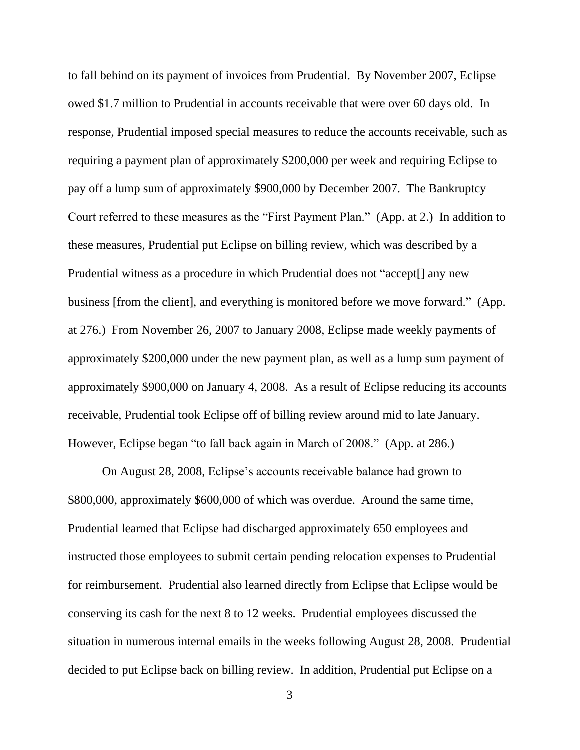to fall behind on its payment of invoices from Prudential. By November 2007, Eclipse owed $1.7 million to Prudential in accounts receivable that were over 60 days old. In response, Prudential imposed special measures to reduce the accounts receivable, such as requiring a payment plan of approximately $200,000 per week and requiring Eclipse to pay off a lump sum of approximately $900,000 by December 2007. The Bankruptcy Court referred to these measures as the "First Payment Plan." (App. at 2.) In addition to these measures, Prudential put Eclipse on billing review, which was described by a Prudential witness as a procedure in which Prudential does not "accept[] any new business [from the client], and everything is monitored before we move forward." (App. at 276.) From November 26, 2007 to January 2008, Eclipse made weekly payments of approximately $200,000 under the new payment plan, as well as a lump sum payment of approximately $900,000 on January 4, 2008. As a result of Eclipse reducing its accounts receivable, Prudential took Eclipse off of billing review around mid to late January. However, Eclipse began "to fall back again in March of 2008." (App. at 286.)

On August 28, 2008, Eclipse's accounts receivable balance had grown to $800,000, approximately $600,000 of which was overdue. Around the same time, Prudential learned that Eclipse had discharged approximately 650 employees and instructed those employees to submit certain pending relocation expenses to Prudential for reimbursement. Prudential also learned directly from Eclipse that Eclipse would be conserving its cash for the next 8 to 12 weeks. Prudential employees discussed the situation in numerous internal emails in the weeks following August 28, 2008. Prudential decided to put Eclipse back on billing review. In addition, Prudential put Eclipse on a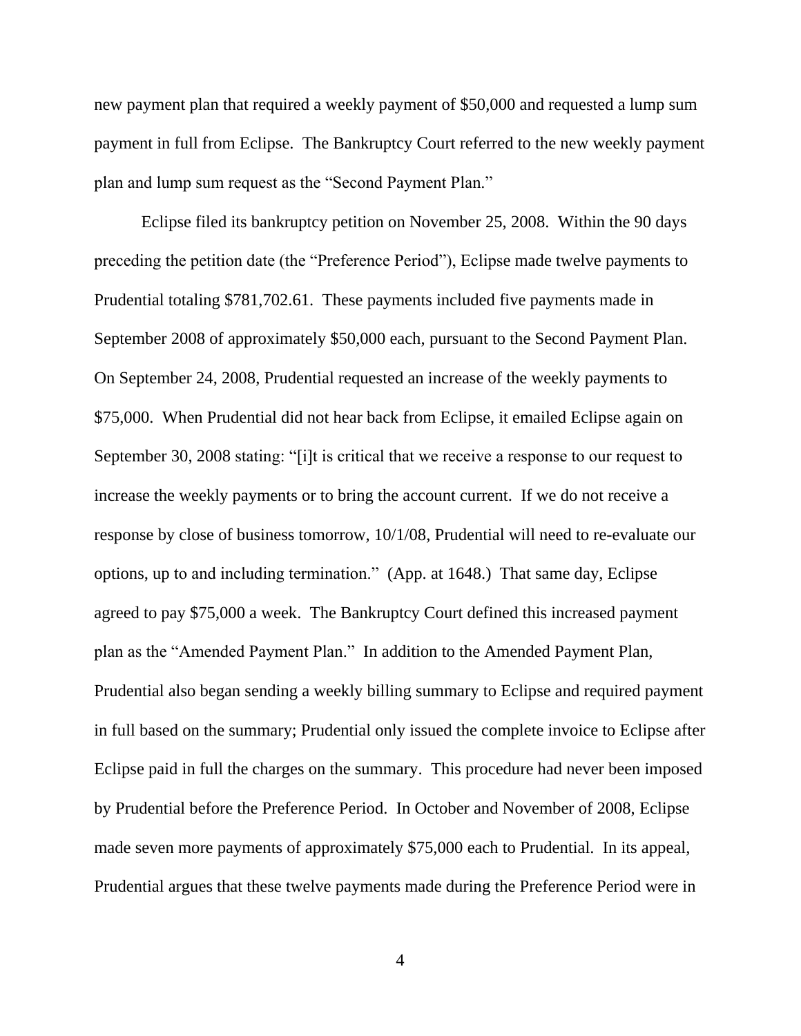new payment plan that required a weekly payment of $50,000 and requested a lump sum payment in full from Eclipse. The Bankruptcy Court referred to the new weekly payment plan and lump sum request as the "Second Payment Plan."

Eclipse filed its bankruptcy petition on November 25, 2008. Within the 90 days preceding the petition date (the "Preference Period"), Eclipse made twelve payments to Prudential totaling $781,702.61. These payments included five payments made in September 2008 of approximately $50,000 each, pursuant to the Second Payment Plan. On September 24, 2008, Prudential requested an increase of the weekly payments to $75,000. When Prudential did not hear back from Eclipse, it emailed Eclipse again on September 30, 2008 stating: "[i]t is critical that we receive a response to our request to increase the weekly payments or to bring the account current. If we do not receive a response by close of business tomorrow, 10/1/08, Prudential will need to re-evaluate our options, up to and including termination." (App. at 1648.) That same day, Eclipse agreed to pay $75,000 a week. The Bankruptcy Court defined this increased payment plan as the "Amended Payment Plan." In addition to the Amended Payment Plan, Prudential also began sending a weekly billing summary to Eclipse and required payment in full based on the summary; Prudential only issued the complete invoice to Eclipse after Eclipse paid in full the charges on the summary. This procedure had never been imposed by Prudential before the Preference Period. In October and November of 2008, Eclipse made seven more payments of approximately $75,000 each to Prudential. In its appeal, Prudential argues that these twelve payments made during the Preference Period were in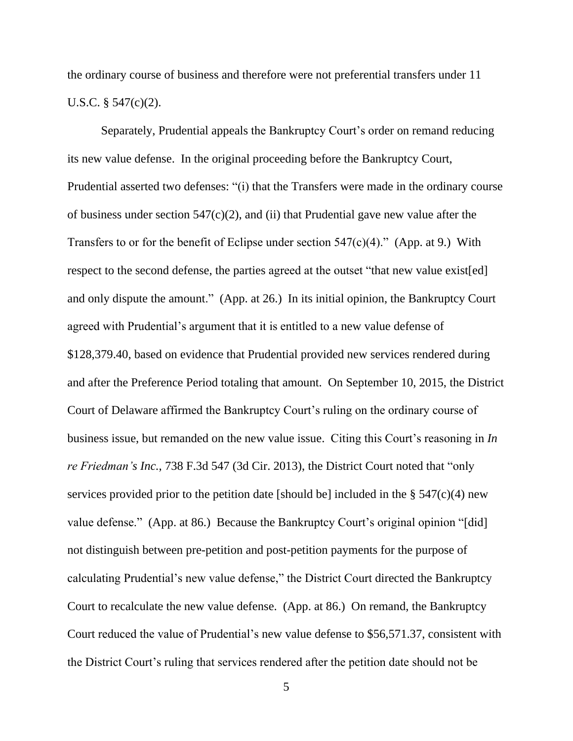the ordinary course of business and therefore were not preferential transfers under 11 U.S.C. § 547(c)(2).

Separately, Prudential appeals the Bankruptcy Court's order on remand reducing its new value defense. In the original proceeding before the Bankruptcy Court, Prudential asserted two defenses: "(i) that the Transfers were made in the ordinary course of business under section 547(c)(2), and (ii) that Prudential gave new value after the Transfers to or for the benefit of Eclipse under section 547(c)(4)." (App. at 9.) With respect to the second defense, the parties agreed at the outset "that new value exist[ed] and only dispute the amount." (App. at 26.) In its initial opinion, the Bankruptcy Court agreed with Prudential's argument that it is entitled to a new value defense of $128,379.40, based on evidence that Prudential provided new services rendered during and after the Preference Period totaling that amount. On September 10, 2015, the District Court of Delaware affirmed the Bankruptcy Court's ruling on the ordinary course of business issue, but remanded on the new value issue. Citing this Court's reasoning in *In re Friedman's Inc.*, 738 F.3d 547 (3d Cir. 2013), the District Court noted that "only services provided prior to the petition date [should be] included in the § 547(c)(4) new value defense." (App. at 86.) Because the Bankruptcy Court's original opinion "[did] not distinguish between pre-petition and post-petition payments for the purpose of calculating Prudential's new value defense," the District Court directed the Bankruptcy Court to recalculate the new value defense. (App. at 86.) On remand, the Bankruptcy Court reduced the value of Prudential's new value defense to $56,571.37, consistent with the District Court's ruling that services rendered after the petition date should not be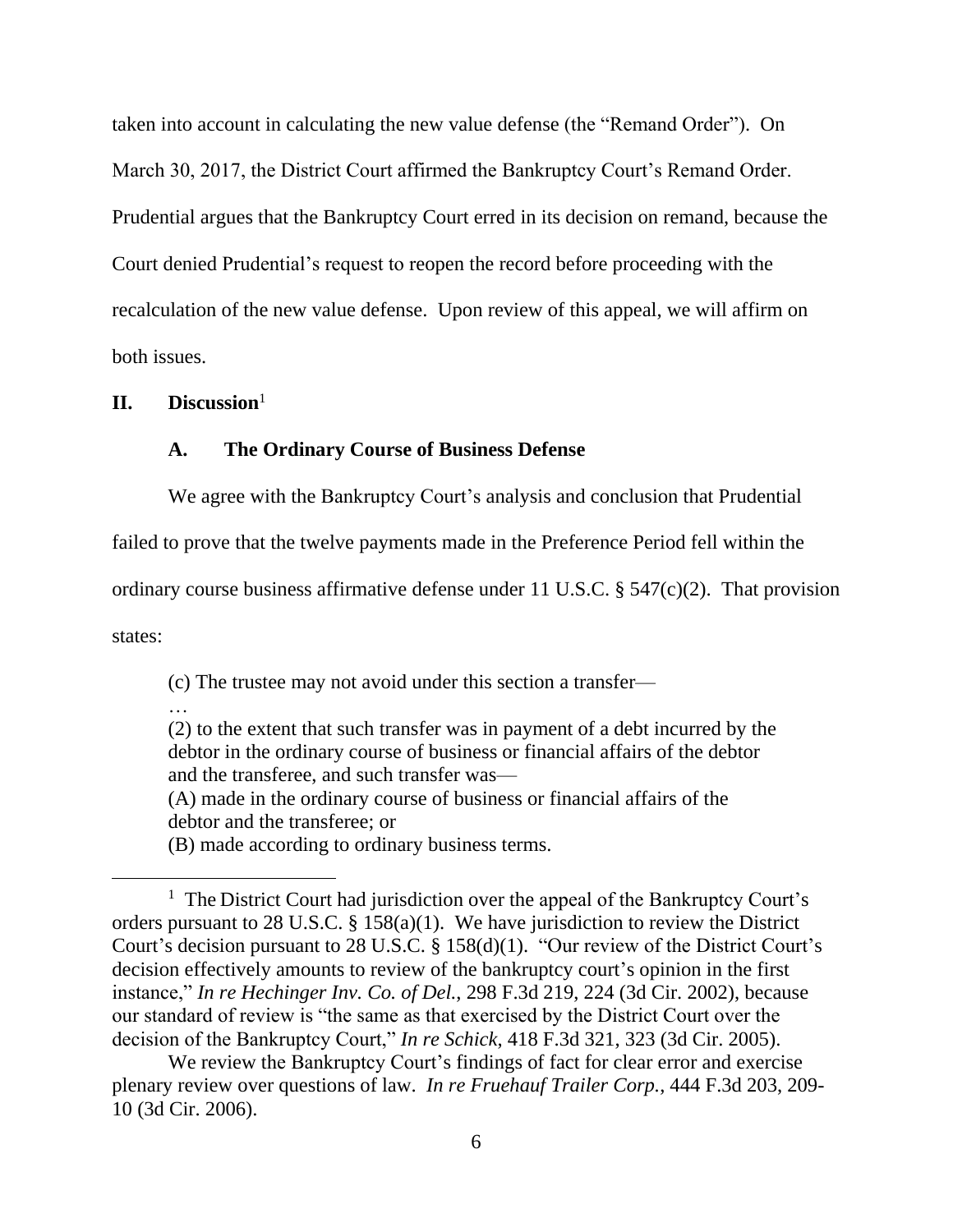taken into account in calculating the new value defense (the "Remand Order"). On March 30, 2017, the District Court affirmed the Bankruptcy Court's Remand Order. Prudential argues that the Bankruptcy Court erred in its decision on remand, because the Court denied Prudential's request to reopen the record before proceeding with the recalculation of the new value defense. Upon review of this appeal, we will affirm on both issues.

## II. Discussion[1]

### A. The Ordinary Course of Business Defense

We agree with the Bankruptcy Court's analysis and conclusion that Prudential failed to prove that the twelve payments made in the Preference Period fell within the ordinary course business affirmative defense under 11 U.S.C. § 547(c)(2). That provision states:

> (c) The trustee may not avoid under this section a transfer—
> …
> (2) to the extent that such transfer was in payment of a debt incurred by the debtor in the ordinary course of business or financial affairs of the debtor and the transferee, and such transfer was—
> (A) made in the ordinary course of business or financial affairs of the debtor and the transferee; or
> (B) made according to ordinary business terms.

---

[1] The District Court had jurisdiction over the appeal of the Bankruptcy Court's orders pursuant to 28 U.S.C. § 158(a)(1). We have jurisdiction to review the District Court's decision pursuant to 28 U.S.C. § 158(d)(1). "Our review of the District Court's decision effectively amounts to review of the bankruptcy court's opinion in the first instance," *In re Hechinger Inv. Co. of Del.*, 298 F.3d 219, 224 (3d Cir. 2002), because our standard of review is "the same as that exercised by the District Court over the decision of the Bankruptcy Court," *In re Schick*, 418 F.3d 321, 323 (3d Cir. 2005).

We review the Bankruptcy Court's findings of fact for clear error and exercise plenary review over questions of law. *In re Fruehauf Trailer Corp.*, 444 F.3d 203, 209-10 (3d Cir. 2006).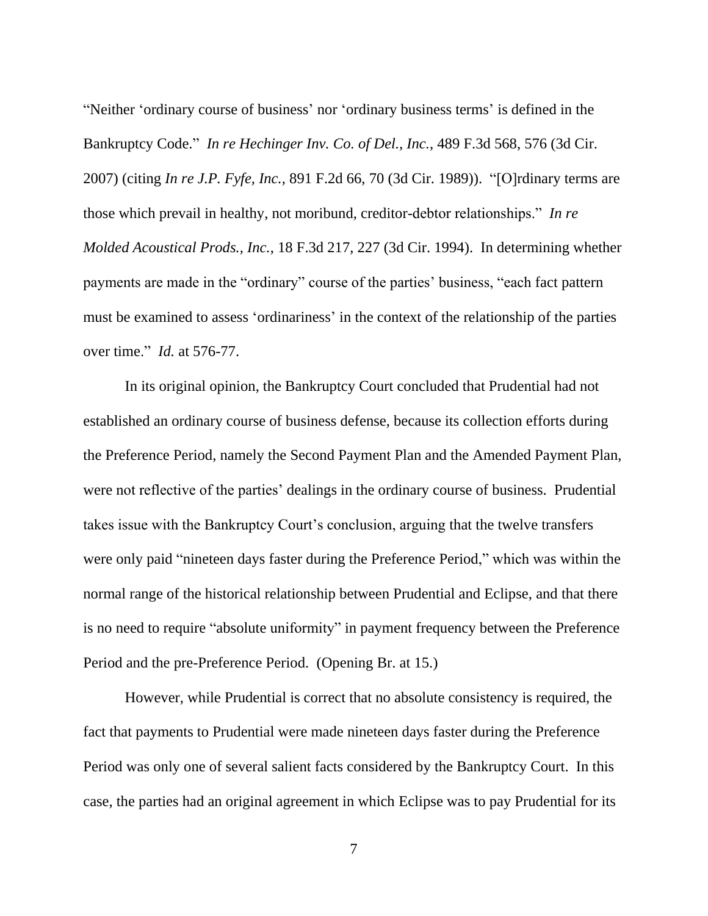"Neither 'ordinary course of business' nor 'ordinary business terms' is defined in the Bankruptcy Code." *In re Hechinger Inv. Co. of Del., Inc.*, 489 F.3d 568, 576 (3d Cir. 2007) (citing *In re J.P. Fyfe, Inc.*, 891 F.2d 66, 70 (3d Cir. 1989)). "[O]rdinary terms are those which prevail in healthy, not moribund, creditor-debtor relationships." *In re Molded Acoustical Prods., Inc.*, 18 F.3d 217, 227 (3d Cir. 1994). In determining whether payments are made in the "ordinary" course of the parties' business, "each fact pattern must be examined to assess 'ordinariness' in the context of the relationship of the parties over time." *Id.* at 576-77.

In its original opinion, the Bankruptcy Court concluded that Prudential had not established an ordinary course of business defense, because its collection efforts during the Preference Period, namely the Second Payment Plan and the Amended Payment Plan, were not reflective of the parties' dealings in the ordinary course of business. Prudential takes issue with the Bankruptcy Court's conclusion, arguing that the twelve transfers were only paid "nineteen days faster during the Preference Period," which was within the normal range of the historical relationship between Prudential and Eclipse, and that there is no need to require "absolute uniformity" in payment frequency between the Preference Period and the pre-Preference Period. (Opening Br. at 15.)

However, while Prudential is correct that no absolute consistency is required, the fact that payments to Prudential were made nineteen days faster during the Preference Period was only one of several salient facts considered by the Bankruptcy Court. In this case, the parties had an original agreement in which Eclipse was to pay Prudential for its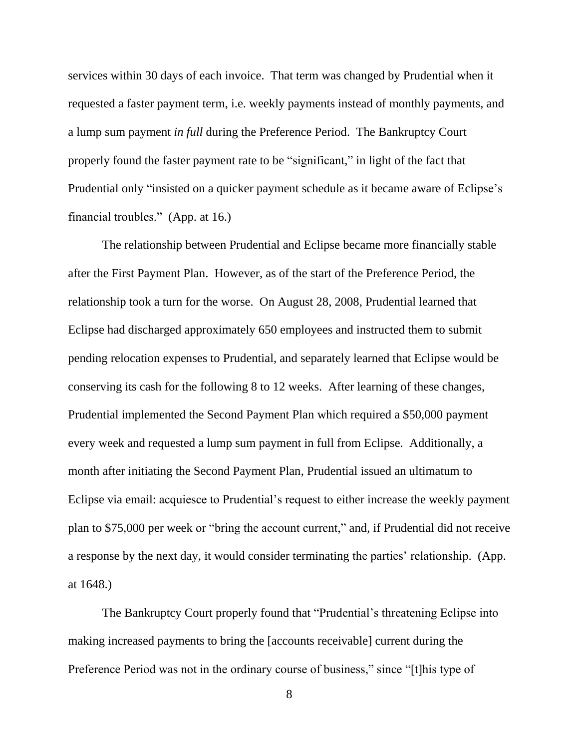services within 30 days of each invoice. That term was changed by Prudential when it requested a faster payment term, i.e. weekly payments instead of monthly payments, and a lump sum payment *in full* during the Preference Period. The Bankruptcy Court properly found the faster payment rate to be "significant," in light of the fact that Prudential only "insisted on a quicker payment schedule as it became aware of Eclipse's financial troubles." (App. at 16.)

The relationship between Prudential and Eclipse became more financially stable after the First Payment Plan. However, as of the start of the Preference Period, the relationship took a turn for the worse. On August 28, 2008, Prudential learned that Eclipse had discharged approximately 650 employees and instructed them to submit pending relocation expenses to Prudential, and separately learned that Eclipse would be conserving its cash for the following 8 to 12 weeks. After learning of these changes, Prudential implemented the Second Payment Plan which required a $50,000 payment every week and requested a lump sum payment in full from Eclipse. Additionally, a month after initiating the Second Payment Plan, Prudential issued an ultimatum to Eclipse via email: acquiesce to Prudential's request to either increase the weekly payment plan to $75,000 per week or "bring the account current," and, if Prudential did not receive a response by the next day, it would consider terminating the parties' relationship. (App. at 1648.)

The Bankruptcy Court properly found that "Prudential's threatening Eclipse into making increased payments to bring the [accounts receivable] current during the Preference Period was not in the ordinary course of business," since "[t]his type of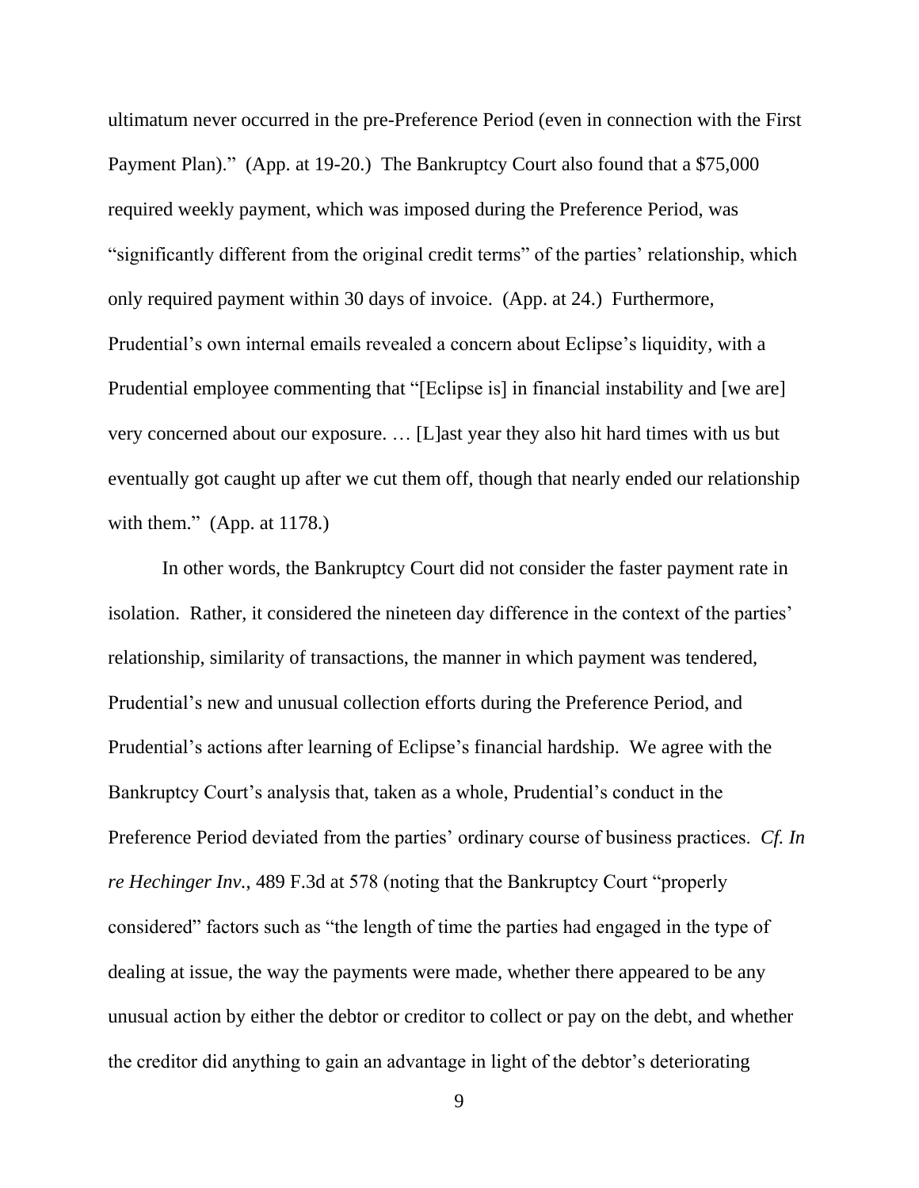ultimatum never occurred in the pre-Preference Period (even in connection with the First Payment Plan)." (App. at 19-20.) The Bankruptcy Court also found that a $75,000 required weekly payment, which was imposed during the Preference Period, was "significantly different from the original credit terms" of the parties' relationship, which only required payment within 30 days of invoice. (App. at 24.) Furthermore, Prudential's own internal emails revealed a concern about Eclipse's liquidity, with a Prudential employee commenting that "[Eclipse is] in financial instability and [we are] very concerned about our exposure. … [L]ast year they also hit hard times with us but eventually got caught up after we cut them off, though that nearly ended our relationship with them." (App. at 1178.)

In other words, the Bankruptcy Court did not consider the faster payment rate in isolation. Rather, it considered the nineteen day difference in the context of the parties' relationship, similarity of transactions, the manner in which payment was tendered, Prudential's new and unusual collection efforts during the Preference Period, and Prudential's actions after learning of Eclipse's financial hardship. We agree with the Bankruptcy Court's analysis that, taken as a whole, Prudential's conduct in the Preference Period deviated from the parties' ordinary course of business practices. *Cf. In re Hechinger Inv.*, 489 F.3d at 578 (noting that the Bankruptcy Court "properly considered" factors such as "the length of time the parties had engaged in the type of dealing at issue, the way the payments were made, whether there appeared to be any unusual action by either the debtor or creditor to collect or pay on the debt, and whether the creditor did anything to gain an advantage in light of the debtor's deteriorating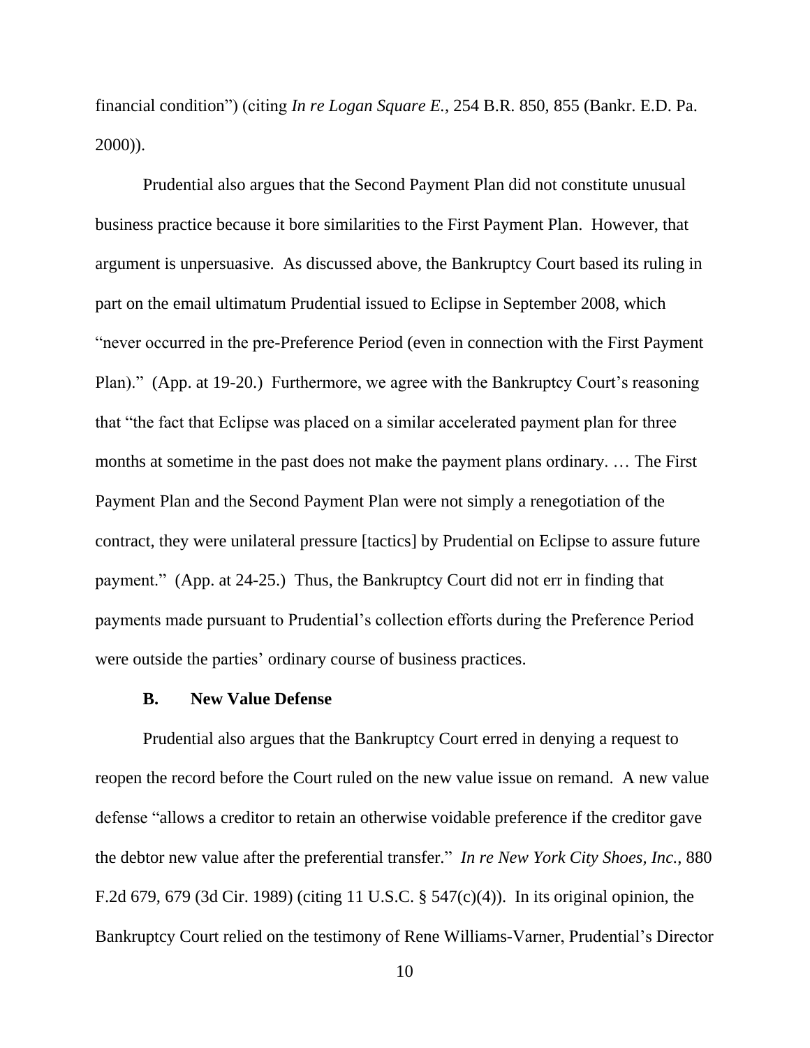financial condition") (citing *In re Logan Square E.*, 254 B.R. 850, 855 (Bankr. E.D. Pa. 2000)).

Prudential also argues that the Second Payment Plan did not constitute unusual business practice because it bore similarities to the First Payment Plan. However, that argument is unpersuasive. As discussed above, the Bankruptcy Court based its ruling in part on the email ultimatum Prudential issued to Eclipse in September 2008, which "never occurred in the pre-Preference Period (even in connection with the First Payment Plan)." (App. at 19-20.) Furthermore, we agree with the Bankruptcy Court's reasoning that "the fact that Eclipse was placed on a similar accelerated payment plan for three months at sometime in the past does not make the payment plans ordinary. … The First Payment Plan and the Second Payment Plan were not simply a renegotiation of the contract, they were unilateral pressure [tactics] by Prudential on Eclipse to assure future payment." (App. at 24-25.) Thus, the Bankruptcy Court did not err in finding that payments made pursuant to Prudential's collection efforts during the Preference Period were outside the parties' ordinary course of business practices.

### B. New Value Defense

Prudential also argues that the Bankruptcy Court erred in denying a request to reopen the record before the Court ruled on the new value issue on remand. A new value defense "allows a creditor to retain an otherwise voidable preference if the creditor gave the debtor new value after the preferential transfer." *In re New York City Shoes, Inc.*, 880 F.2d 679, 679 (3d Cir. 1989) (citing 11 U.S.C. § 547(c)(4)). In its original opinion, the Bankruptcy Court relied on the testimony of Rene Williams-Varner, Prudential's Director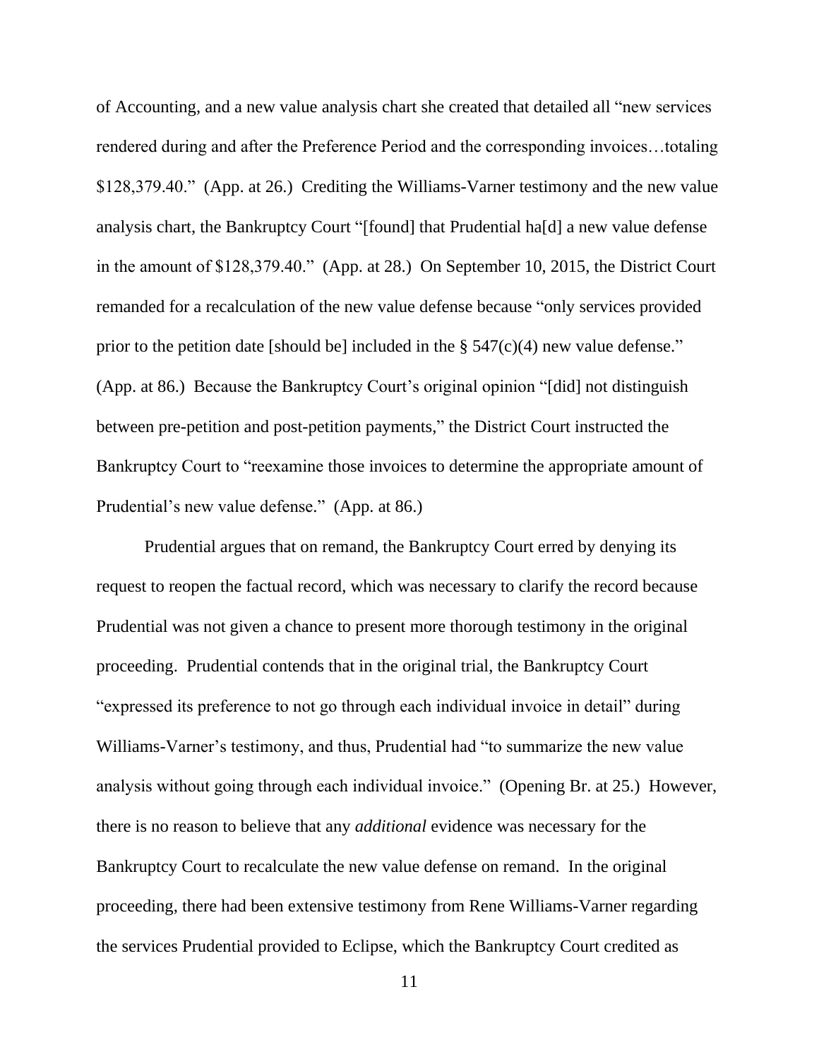of Accounting, and a new value analysis chart she created that detailed all "new services rendered during and after the Preference Period and the corresponding invoices…totaling $128,379.40." (App. at 26.) Crediting the Williams-Varner testimony and the new value analysis chart, the Bankruptcy Court "[found] that Prudential ha[d] a new value defense in the amount of $128,379.40." (App. at 28.) On September 10, 2015, the District Court remanded for a recalculation of the new value defense because "only services provided prior to the petition date [should be] included in the § 547(c)(4) new value defense." (App. at 86.) Because the Bankruptcy Court's original opinion "[did] not distinguish between pre-petition and post-petition payments," the District Court instructed the Bankruptcy Court to "reexamine those invoices to determine the appropriate amount of Prudential's new value defense." (App. at 86.)

Prudential argues that on remand, the Bankruptcy Court erred by denying its request to reopen the factual record, which was necessary to clarify the record because Prudential was not given a chance to present more thorough testimony in the original proceeding. Prudential contends that in the original trial, the Bankruptcy Court "expressed its preference to not go through each individual invoice in detail" during Williams-Varner's testimony, and thus, Prudential had "to summarize the new value analysis without going through each individual invoice." (Opening Br. at 25.) However, there is no reason to believe that any *additional* evidence was necessary for the Bankruptcy Court to recalculate the new value defense on remand. In the original proceeding, there had been extensive testimony from Rene Williams-Varner regarding the services Prudential provided to Eclipse, which the Bankruptcy Court credited as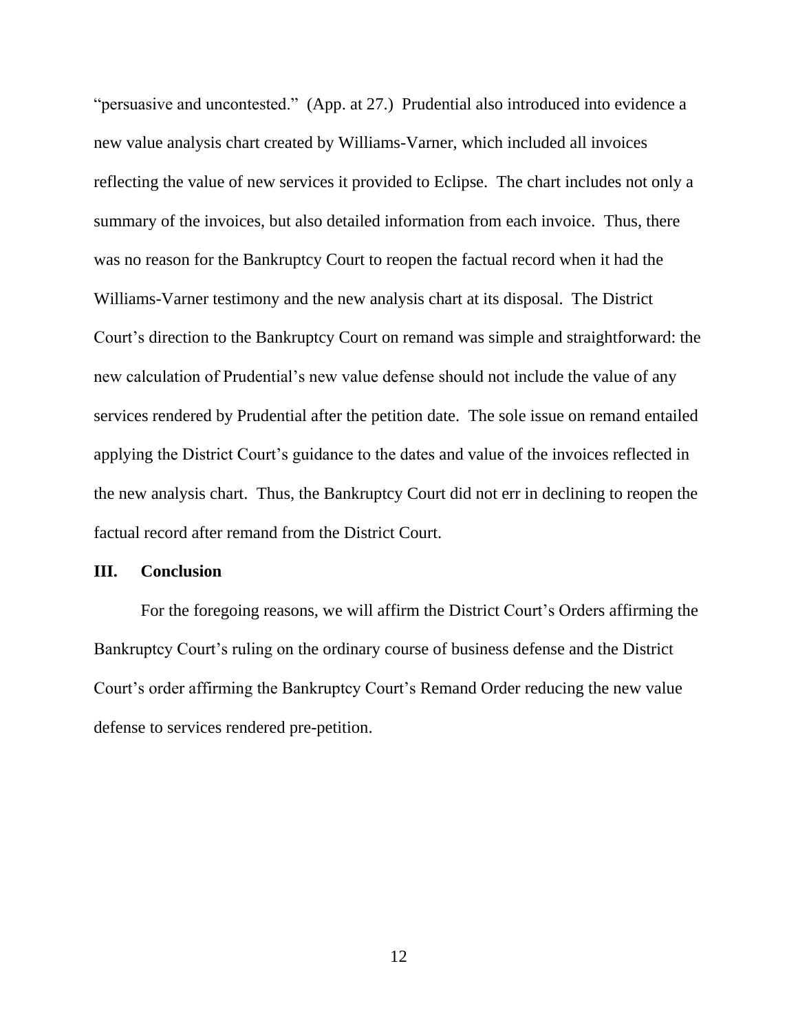"persuasive and uncontested." (App. at 27.) Prudential also introduced into evidence a new value analysis chart created by Williams-Varner, which included all invoices reflecting the value of new services it provided to Eclipse. The chart includes not only a summary of the invoices, but also detailed information from each invoice. Thus, there was no reason for the Bankruptcy Court to reopen the factual record when it had the Williams-Varner testimony and the new analysis chart at its disposal. The District Court's direction to the Bankruptcy Court on remand was simple and straightforward: the new calculation of Prudential's new value defense should not include the value of any services rendered by Prudential after the petition date. The sole issue on remand entailed applying the District Court's guidance to the dates and value of the invoices reflected in the new analysis chart. Thus, the Bankruptcy Court did not err in declining to reopen the factual record after remand from the District Court.

## III. Conclusion

For the foregoing reasons, we will affirm the District Court's Orders affirming the Bankruptcy Court's ruling on the ordinary course of business defense and the District Court's order affirming the Bankruptcy Court's Remand Order reducing the new value defense to services rendered pre-petition.